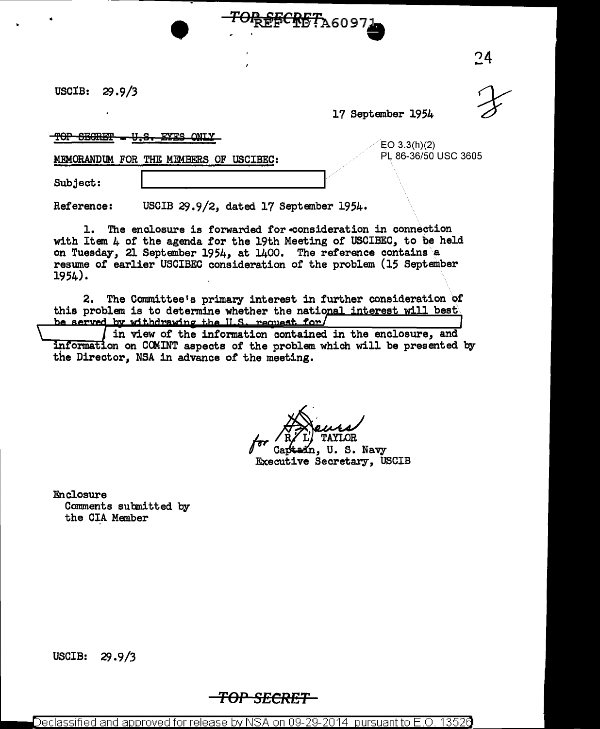TOP SECRET REF ID:A60971

USCIB: 29.9/3

17 September 1954

~~TOP SECRET - U.S. EYES ONLY~~

EO 3.3(h)(2)
PL 86-36/50 USC 3605

MEMORANDUM FOR THE MEMBERS OF USCIBEC:

Subject: [redacted]

Reference: USCIB 29.9/2, dated 17 September 1954.

1. The enclosure is forwarded for consideration in connection with Item 4 of the agenda for the 19th Meeting of USCIBEC, to be held on Tuesday, 21 September 1954, at 1400. The reference contains a resume of earlier USCIBEC consideration of the problem (15 September 1954).

2. The Committee's primary interest in further consideration of this problem is to determine whether the national interest will best be served by withdrawing the U.S. request for [redacted] in view of the information contained in the enclosure, and information on COMINT aspects of the problem which will be presented by the Director, NSA in advance of the meeting.

for R. L. TAYLOR
Captain, U. S. Navy
Executive Secretary, USCIB

Enclosure
Comments submitted by
the CIA Member

USCIB: 29.9/3

TOP SECRET

Declassified and approved for release by NSA on 09-29-2014 pursuant to E.O. 13526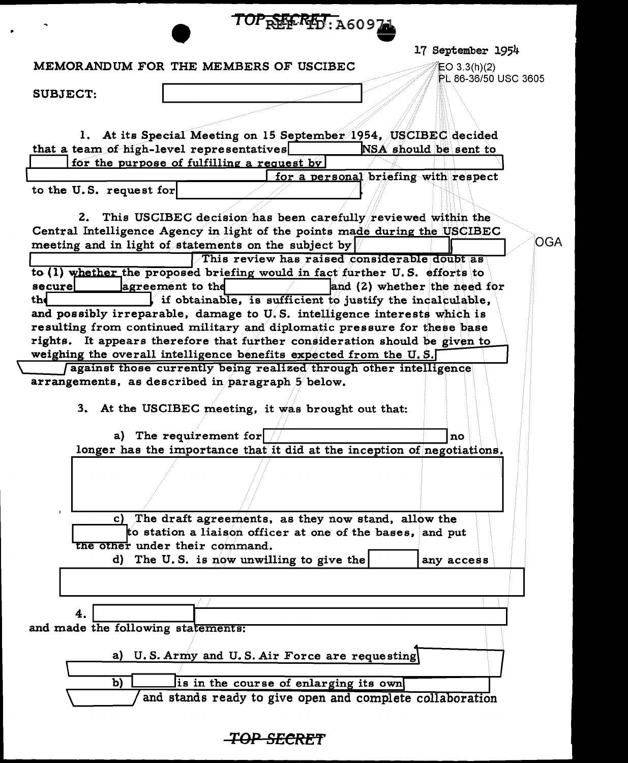TOP SECRET

REF ID:A60971

17 September 1954

MEMORANDUM FOR THE MEMBERS OF USCIBEC

EO 3.3(h)(2)
PL 86-36/50 USC 3605

SUBJECT: [REDACTED]

1. At its Special Meeting on 15 September 1954, USCIBEC decided that a team of high-level representatives [REDACTED] NSA should be sent to [REDACTED] for the purpose of fulfilling a request by [REDACTED] for a personal briefing with respect to the U.S. request for [REDACTED].

2. This USCIBEC decision has been carefully reviewed within the Central Intelligence Agency in light of the points made during the USCIBEC meeting and in light of statements on the subject by [REDACTED] This review has raised considerable doubt as to (1) whether the proposed briefing would in fact further U.S. efforts to secure [REDACTED] agreement to the [REDACTED] and (2) whether the need for the [REDACTED], if obtainable, is sufficient to justify the incalculable, and possibly irreparable, damage to U.S. intelligence interests which is resulting from continued military and diplomatic pressure for these base rights. It appears therefore that further consideration should be given to weighing the overall intelligence benefits expected from the U.S. [REDACTED] against those currently being realized through other intelligence arrangements, as described in paragraph 5 below.

OGA

3. At the USCIBEC meeting, it was brought out that:

a) The requirement for [REDACTED] no longer has the importance that it did at the inception of negotiations.

[REDACTED]

c) The draft agreements, as they now stand, allow the [REDACTED] to station a liaison officer at one of the bases, and put the other under their command.

d) The U.S. is now unwilling to give the [REDACTED] any access [REDACTED]

4. [REDACTED] and made the following statements:

a) U.S. Army and U.S. Air Force are requesting [REDACTED]

b) [REDACTED] is in the course of enlarging its own [REDACTED] and stands ready to give open and complete collaboration

TOP SECRET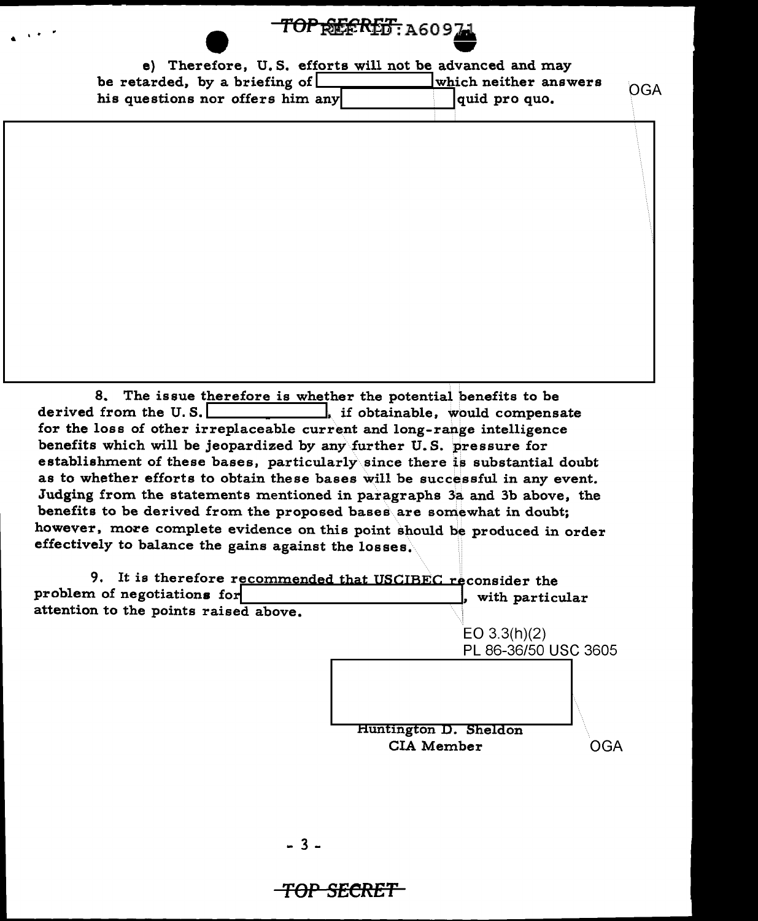e) Therefore, U.S. efforts will not be advanced and may be retarded, by a briefing of [REDACTED] which neither answers his questions nor offers him any [REDACTED] quid pro quo.

OGA

[REDACTED]

8. The issue therefore is whether the potential benefits to be derived from the U.S. [REDACTED], if obtainable, would compensate for the loss of other irreplaceable current and long-range intelligence benefits which will be jeopardized by any further U.S. pressure for establishment of these bases, particularly since there is substantial doubt as to whether efforts to obtain these bases will be successful in any event. Judging from the statements mentioned in paragraphs 3a and 3b above, the benefits to be derived from the proposed bases are somewhat in doubt; however, more complete evidence on this point should be produced in order effectively to balance the gains against the losses.

9. It is therefore recommended that USCIBEC reconsider the problem of negotiations for [REDACTED], with particular attention to the points raised above.

EO 3.3(h)(2)
PL 86-36/50 USC 3605

[REDACTED]

Huntington D. Sheldon
CIA Member

OGA

TOP SECRET